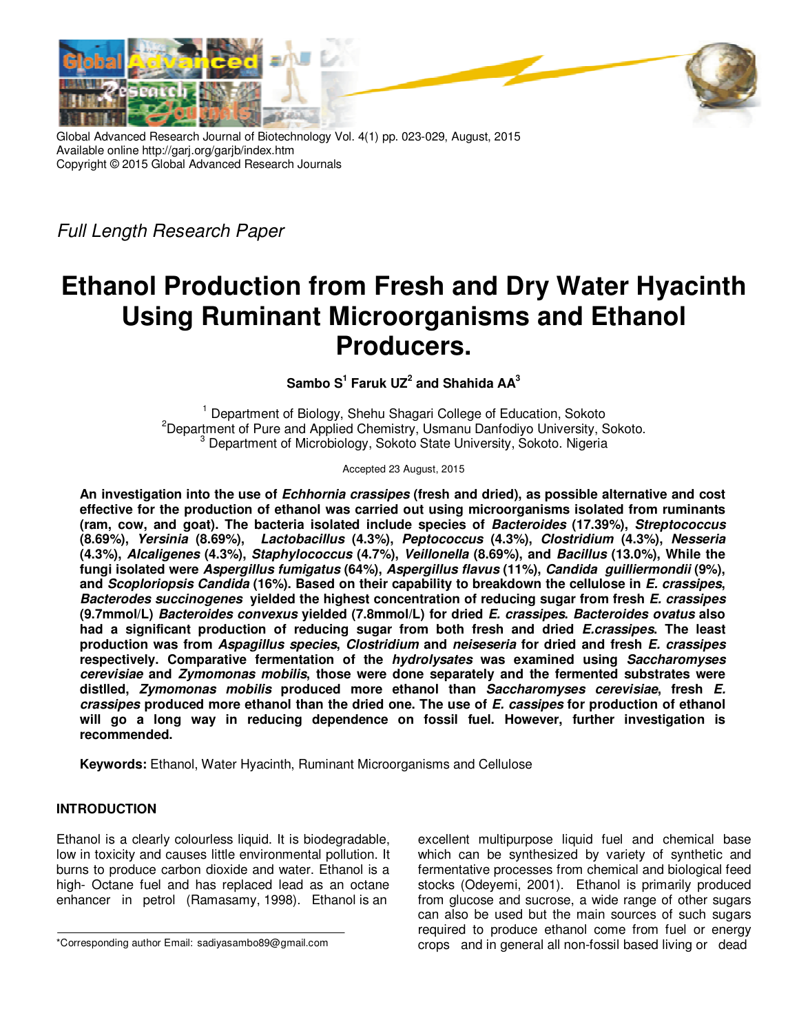Global Advanced Research Journal of Biotechnology Vol. 4(1) pp. 023-029, August, 2015
Available online http://garj.org/garjb/index.htm
Copyright © 2015 Global Advanced Research Journals

*Full Length Research Paper*

# Ethanol Production from Fresh and Dry Water Hyacinth Using Ruminant Microorganisms and Ethanol Producers.

**Sambo S[1] Faruk UZ[2] and Shahida AA[3]**

[1] Department of Biology, Shehu Shagari College of Education, Sokoto
[2] Department of Pure and Applied Chemistry, Usmanu Danfodiyo University, Sokoto.
[3] Department of Microbiology, Sokoto State University, Sokoto. Nigeria

Accepted 23 August, 2015

**An investigation into the use of *Echhornia crassipes* (fresh and dried), as possible alternative and cost effective for the production of ethanol was carried out using microorganisms isolated from ruminants (ram, cow, and goat). The bacteria isolated include species of *Bacteroides* (17.39%), *Streptococcus* (8.69%), *Yersinia* (8.69%), *Lactobacillus* (4.3%), *Peptococcus* (4.3%), *Clostridium* (4.3%), *Nesseria* (4.3%), *Alcaligenes* (4.3%), *Staphylococcus* (4.7%), *Veillonella* (8.69%), and *Bacillus* (13.0%), While the fungi isolated were *Aspergillus fumigatus* (64%), *Aspergillus flavus* (11%), *Candida guilliermondii* (9%), and *Scoploriopsis Candida* (16%). Based on their capability to breakdown the cellulose in *E. crassipes*, *Bacterodes succinogenes* yielded the highest concentration of reducing sugar from fresh *E. crassipes* (9.7mmol/L) *Bacteroides convexus* yielded (7.8mmol/L) for dried *E. crassipes*. *Bacteroides ovatus* also had a significant production of reducing sugar from both fresh and dried *E.crassipes*. The least production was from *Aspagillus species*, *Clostridium* and *neiseseria* for dried and fresh *E. crassipes* respectively. Comparative fermentation of the *hydrolysates* was examined using *Saccharomyses cerevisiae* and *Zymomonas mobilis*, those were done separately and the fermented substrates were distlled, *Zymomonas mobilis* produced more ethanol than *Saccharomyses cerevisiae*, fresh *E. crassipes* produced more ethanol than the dried one. The use of *E. cassipes* for production of ethanol will go a long way in reducing dependence on fossil fuel. However, further investigation is recommended.**

**Keywords:** Ethanol, Water Hyacinth, Ruminant Microorganisms and Cellulose

## INTRODUCTION

Ethanol is a clearly colourless liquid. It is biodegradable, low in toxicity and causes little environmental pollution. It burns to produce carbon dioxide and water. Ethanol is a high- Octane fuel and has replaced lead as an octane enhancer in petrol (Ramasamy, 1998). Ethanol is an excellent multipurpose liquid fuel and chemical base which can be synthesized by variety of synthetic and fermentative processes from chemical and biological feed stocks (Odeyemi, 2001). Ethanol is primarily produced from glucose and sucrose, a wide range of other sugars can also be used but the main sources of such sugars required to produce ethanol come from fuel or energy crops and in general all non-fossil based living or dead

*Corresponding author Email: sadiyasambo89@gmail.com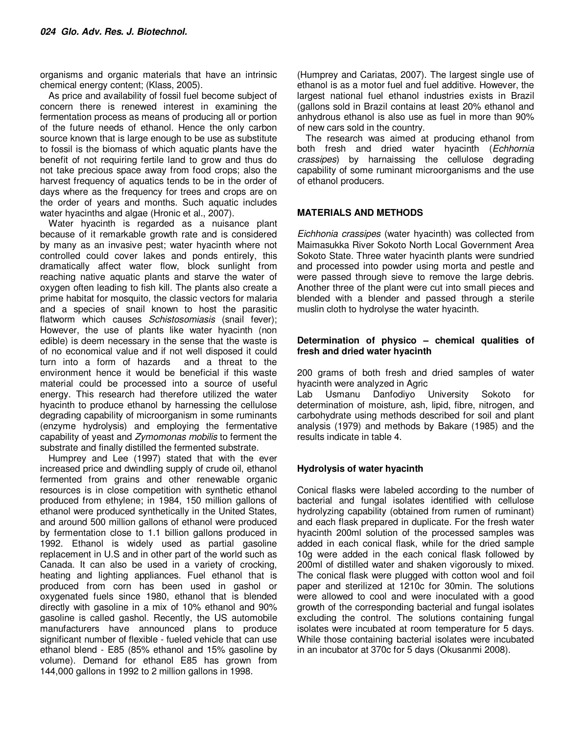organisms and organic materials that have an intrinsic chemical energy content; (Klass, 2005).

As price and availability of fossil fuel become subject of concern there is renewed interest in examining the fermentation process as means of producing all or portion of the future needs of ethanol. Hence the only carbon source known that is large enough to be use as substitute to fossil is the biomass of which aquatic plants have the benefit of not requiring fertile land to grow and thus do not take precious space away from food crops; also the harvest frequency of aquatics tends to be in the order of days where as the frequency for trees and crops are on the order of years and months. Such aquatic includes water hyacinths and algae (Hronic et al., 2007).

Water hyacinth is regarded as a nuisance plant because of it remarkable growth rate and is considered by many as an invasive pest; water hyacinth where not controlled could cover lakes and ponds entirely, this dramatically affect water flow, block sunlight from reaching native aquatic plants and starve the water of oxygen often leading to fish kill. The plants also create a prime habitat for mosquito, the classic vectors for malaria and a species of snail known to host the parasitic flatworm which causes *Schistosomiasis* (snail fever); However, the use of plants like water hyacinth (non edible) is deem necessary in the sense that the waste is of no economical value and if not well disposed it could turn into a form of hazards and a threat to the environment hence it would be beneficial if this waste material could be processed into a source of useful energy. This research had therefore utilized the water hyacinth to produce ethanol by harnessing the cellulose degrading capability of microorganism in some ruminants (enzyme hydrolysis) and employing the fermentative capability of yeast and *Zymomonas mobilis* to ferment the substrate and finally distilled the fermented substrate.

Humprey and Lee (1997) stated that with the ever increased price and dwindling supply of crude oil, ethanol fermented from grains and other renewable organic resources is in close competition with synthetic ethanol produced from ethylene; in 1984, 150 million gallons of ethanol were produced synthetically in the United States, and around 500 million gallons of ethanol were produced by fermentation close to 1.1 billion gallons produced in 1992. Ethanol is widely used as partial gasoline replacement in U.S and in other part of the world such as Canada. It can also be used in a variety of crocking, heating and lighting appliances. Fuel ethanol that is produced from corn has been used in gashol or oxygenated fuels since 1980, ethanol that is blended directly with gasoline in a mix of 10% ethanol and 90% gasoline is called gashol. Recently, the US automobile manufacturers have announced plans to produce significant number of flexible - fueled vehicle that can use ethanol blend - E85 (85% ethanol and 15% gasoline by volume). Demand for ethanol E85 has grown from 144,000 gallons in 1992 to 2 million gallons in 1998.

(Humprey and Cariatas, 2007). The largest single use of ethanol is as a motor fuel and fuel additive. However, the largest national fuel ethanol industries exists in Brazil (gallons sold in Brazil contains at least 20% ethanol and anhydrous ethanol is also use as fuel in more than 90% of new cars sold in the country.

The research was aimed at producing ethanol from both fresh and dried water hyacinth (*Echhornia crassipes*) by harnaissing the cellulose degrading capability of some ruminant microorganisms and the use of ethanol producers.

## MATERIALS AND METHODS

*Eichhonia crassipes* (water hyacinth) was collected from Maimasukka River Sokoto North Local Government Area Sokoto State. Three water hyacinth plants were sundried and processed into powder using morta and pestle and were passed through sieve to remove the large debris. Another three of the plant were cut into small pieces and blended with a blender and passed through a sterile muslin cloth to hydrolyse the water hyacinth.

### Determination of physico – chemical qualities of fresh and dried water hyacinth

200 grams of both fresh and dried samples of water hyacinth were analyzed in Agric Lab Usmanu Danfodiyo University Sokoto for determination of moisture, ash, lipid, fibre, nitrogen, and carbohydrate using methods described for soil and plant analysis (1979) and methods by Bakare (1985) and the results indicate in table 4.

### Hydrolysis of water hyacinth

Conical flasks were labeled according to the number of bacterial and fungal isolates identified with cellulose hydrolyzing capability (obtained from rumen of ruminant) and each flask prepared in duplicate. For the fresh water hyacinth 200ml solution of the processed samples was added in each conical flask, while for the dried sample 10g were added in the each conical flask followed by 200ml of distilled water and shaken vigorously to mixed. The conical flask were plugged with cotton wool and foil paper and sterilized at 1210c for 30min. The solutions were allowed to cool and were inoculated with a good growth of the corresponding bacterial and fungal isolates excluding the control. The solutions containing fungal isolates were incubated at room temperature for 5 days. While those containing bacterial isolates were incubated in an incubator at 370c for 5 days (Okusanmi 2008).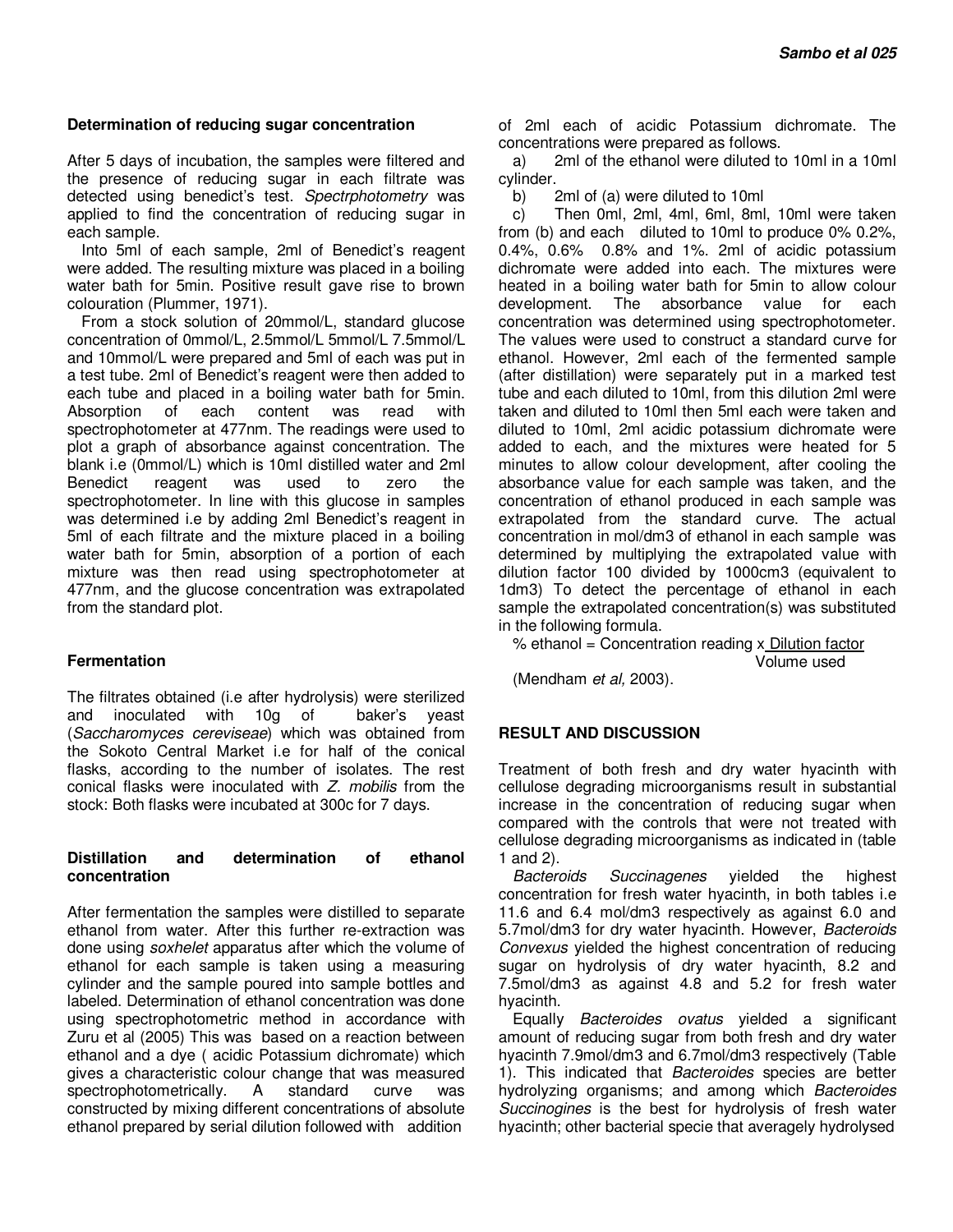### Determination of reducing sugar concentration

After 5 days of incubation, the samples were filtered and the presence of reducing sugar in each filtrate was detected using benedict's test. *Spectrphotometry* was applied to find the concentration of reducing sugar in each sample.

Into 5ml of each sample, 2ml of Benedict's reagent were added. The resulting mixture was placed in a boiling water bath for 5min. Positive result gave rise to brown colouration (Plummer, 1971).

From a stock solution of 20mmol/L, standard glucose concentration of 0mmol/L, 2.5mmol/L 5mmol/L 7.5mmol/L and 10mmol/L were prepared and 5ml of each was put in a test tube. 2ml of Benedict's reagent were then added to each tube and placed in a boiling water bath for 5min. Absorption of each content was read with spectrophotometer at 477nm. The readings were used to plot a graph of absorbance against concentration. The blank i.e (0mmol/L) which is 10ml distilled water and 2ml Benedict reagent was used to zero the spectrophotometer. In line with this glucose in samples was determined i.e by adding 2ml Benedict's reagent in 5ml of each filtrate and the mixture placed in a boiling water bath for 5min, absorption of a portion of each mixture was then read using spectrophotometer at 477nm, and the glucose concentration was extrapolated from the standard plot.

### Fermentation

The filtrates obtained (i.e after hydrolysis) were sterilized and inoculated with 10g of baker's yeast (*Saccharomyces cereviseae*) which was obtained from the Sokoto Central Market i.e for half of the conical flasks, according to the number of isolates. The rest conical flasks were inoculated with *Z. mobilis* from the stock: Both flasks were incubated at 300c for 7 days.

### Distillation and determination of ethanol concentration

After fermentation the samples were distilled to separate ethanol from water. After this further re-extraction was done using *soxhelet* apparatus after which the volume of ethanol for each sample is taken using a measuring cylinder and the sample poured into sample bottles and labeled. Determination of ethanol concentration was done using spectrophotometric method in accordance with Zuru et al (2005) This was based on a reaction between ethanol and a dye ( acidic Potassium dichromate) which gives a characteristic colour change that was measured spectrophotometrically. A standard curve was constructed by mixing different concentrations of absolute ethanol prepared by serial dilution followed with addition of 2ml each of acidic Potassium dichromate. The concentrations were prepared as follows.

a) 2ml of the ethanol were diluted to 10ml in a 10ml cylinder.

b) 2ml of (a) were diluted to 10ml

c) Then 0ml, 2ml, 4ml, 6ml, 8ml, 10ml were taken from (b) and each diluted to 10ml to produce 0% 0.2%, 0.4%, 0.6% 0.8% and 1%. 2ml of acidic potassium dichromate were added into each. The mixtures were heated in a boiling water bath for 5min to allow colour development. The absorbance value for each concentration was determined using spectrophotometer. The values were used to construct a standard curve for ethanol. However, 2ml each of the fermented sample (after distillation) were separately put in a marked test tube and each diluted to 10ml, from this dilution 2ml were taken and diluted to 10ml then 5ml each were taken and diluted to 10ml, 2ml acidic potassium dichromate were added to each, and the mixtures were heated for 5 minutes to allow colour development, after cooling the absorbance value for each sample was taken, and the concentration of ethanol produced in each sample was extrapolated from the standard curve. The actual concentration in mol/dm3 of ethanol in each sample was determined by multiplying the extrapolated value with dilution factor 100 divided by 1000cm3 (equivalent to 1dm3) To detect the percentage of ethanol in each sample the extrapolated concentration(s) was substituted in the following formula.

$$\% \text{ ethanol} = \text{Concentration reading} \times \frac{\text{Dilution factor}}{\text{Volume used}}$$

(Mendham *et al,* 2003).

## RESULT AND DISCUSSION

Treatment of both fresh and dry water hyacinth with cellulose degrading microorganisms result in substantial increase in the concentration of reducing sugar when compared with the controls that were not treated with cellulose degrading microorganisms as indicated in (table 1 and 2).

*Bacteroids Succinagenes* yielded the highest concentration for fresh water hyacinth, in both tables i.e 11.6 and 6.4 mol/dm3 respectively as against 6.0 and 5.7mol/dm3 for dry water hyacinth. However, *Bacteroids Convexus* yielded the highest concentration of reducing sugar on hydrolysis of dry water hyacinth, 8.2 and 7.5mol/dm3 as against 4.8 and 5.2 for fresh water hyacinth.

Equally *Bacteroides ovatus* yielded a significant amount of reducing sugar from both fresh and dry water hyacinth 7.9mol/dm3 and 6.7mol/dm3 respectively (Table 1). This indicated that *Bacteroides* species are better hydrolyzing organisms; and among which *Bacteroides Succinogines* is the best for hydrolysis of fresh water hyacinth; other bacterial specie that averagely hydrolysed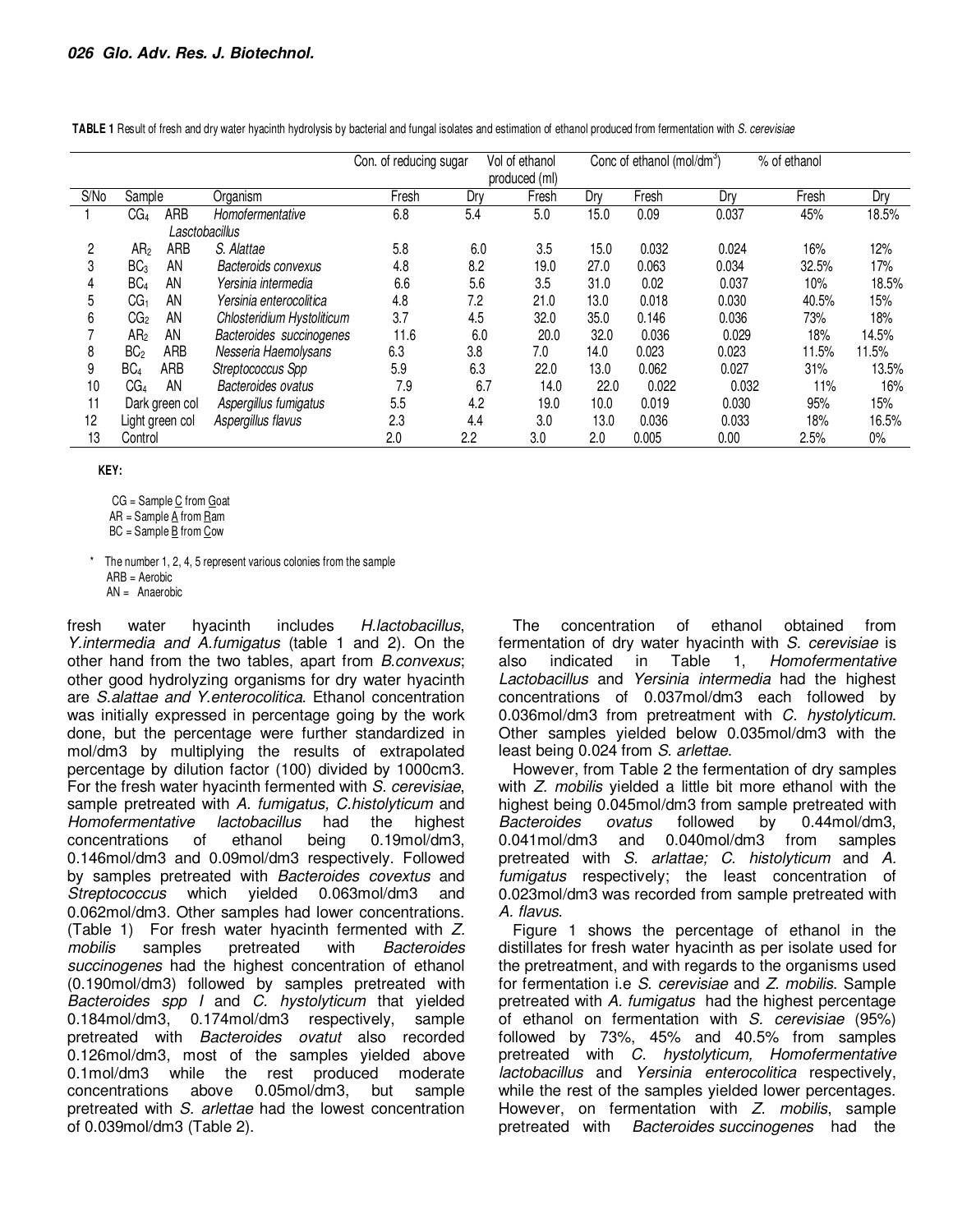**TABLE 1** Result of fresh and dry water hyacinth hydrolysis by bacterial and fungal isolates and estimation of ethanol produced from fermentation with *S. cerevisiae*

| | | | Con. of reducing sugar | | Vol of ethanol produced (ml) | | Conc of ethanol (mol/dm$^3$) | | % of ethanol | |
|---|---|---|---|---|---|---|---|---|---|---|
| S/No | Sample | Organism | Fresh | Dry | Fresh | Dry | Fresh | Dry | Fresh | Dry |
| 1 | $CG_4$ ARB | *Homofermentative Lasctobacillus* | 6.8 | 5.4 | 5.0 | 15.0 | 0.09 | 0.037 | 45% | 18.5% |
| 2 | $AR_2$ ARB | *S. Alattae* | 5.8 | 6.0 | 3.5 | 15.0 | 0.032 | 0.024 | 16% | 12% |
| 3 | $BC_3$ AN | *Bacteroids convexus* | 4.8 | 8.2 | 19.0 | 27.0 | 0.063 | 0.034 | 32.5% | 17% |
| 4 | $BC_4$ AN | *Yersinia intermedia* | 6.6 | 5.6 | 3.5 | 31.0 | 0.02 | 0.037 | 10% | 18.5% |
| 5 | $CG_1$ AN | *Yersinia enterocolitica* | 4.8 | 7.2 | 21.0 | 13.0 | 0.018 | 0.030 | 40.5% | 15% |
| 6 | $CG_2$ AN | *Chlosteridium Hystoliticum* | 3.7 | 4.5 | 32.0 | 35.0 | 0.146 | 0.036 | 73% | 18% |
| 7 | $AR_2$ AN | *Bacteroides succinogenes* | 11.6 | 6.0 | 20.0 | 32.0 | 0.036 | 0.029 | 18% | 14.5% |
| 8 | $BC_2$ ARB | *Nesseria Haemolysans* | 6.3 | 3.8 | 7.0 | 14.0 | 0.023 | 0.023 | 11.5% | 11.5% |
| 9 | $BC_4$ ARB | *Streptococcus Spp* | 5.9 | 6.3 | 22.0 | 13.0 | 0.062 | 0.027 | 31% | 13.5% |
| 10 | $CG_4$ AN | *Bacteroides ovatus* | 7.9 | 6.7 | 14.0 | 22.0 | 0.022 | 0.032 | 11% | 16% |
| 11 | Dark green col | *Aspergillus fumigatus* | 5.5 | 4.2 | 19.0 | 10.0 | 0.019 | 0.030 | 95% | 15% |
| 12 | Light green col | *Aspergillus flavus* | 2.3 | 4.4 | 3.0 | 13.0 | 0.036 | 0.033 | 18% | 16.5% |
| 13 | Control | | 2.0 | 2.2 | 3.0 | 2.0 | 0.005 | 0.00 | 2.5% | 0% |

**KEY:**

CG = Sample C from Goat
AR = Sample A from Ram
BC = Sample B from Cow

\* The number 1, 2, 4, 5 represent various colonies from the sample
ARB = Aerobic
AN = Anaerobic

fresh water hyacinth includes *H.lactobacillus*, *Y.intermedia and A.fumigatus* (table 1 and 2). On the other hand from the two tables, apart from *B.convexus*; other good hydrolyzing organisms for dry water hyacinth are *S.alattae and Y.enterocolitica*. Ethanol concentration was initially expressed in percentage going by the work done, but the percentage were further standardized in mol/dm3 by multiplying the results of extrapolated percentage by dilution factor (100) divided by 1000cm3. For the fresh water hyacinth fermented with *S. cerevisiae*, sample pretreated with *A. fumigatus, C.histolyticum* and *Homofermentative lactobacillus* had the highest concentrations of ethanol being 0.19mol/dm3, 0.146mol/dm3 and 0.09mol/dm3 respectively. Followed by samples pretreated with *Bacteroides covextus* and *Streptococcus* which yielded 0.063mol/dm3 and 0.062mol/dm3. Other samples had lower concentrations. (Table 1) For fresh water hyacinth fermented with *Z. mobilis* samples pretreated with *Bacteroides succinogenes* had the highest concentration of ethanol (0.190mol/dm3) followed by samples pretreated with *Bacteroides spp I* and *C. hystolyticum* that yielded 0.184mol/dm3, 0.174mol/dm3 respectively, sample pretreated with *Bacteroides ovatut* also recorded 0.126mol/dm3, most of the samples yielded above 0.1mol/dm3 while the rest produced moderate concentrations above 0.05mol/dm3, but sample pretreated with *S. arlettae* had the lowest concentration of 0.039mol/dm3 (Table 2).

The concentration of ethanol obtained from fermentation of dry water hyacinth with *S. cerevisiae* is also indicated in Table 1, *Homofermentative Lactobacillus* and *Yersinia intermedia* had the highest concentrations of 0.037mol/dm3 each followed by 0.036mol/dm3 from pretreatment with *C. hystolyticum*. Other samples yielded below 0.035mol/dm3 with the least being 0.024 from *S. arlettae*.

However, from Table 2 the fermentation of dry samples with *Z. mobilis* yielded a little bit more ethanol with the highest being 0.045mol/dm3 from sample pretreated with *Bacteroides ovatus* followed by 0.44mol/dm3, 0.041mol/dm3 and 0.040mol/dm3 from samples pretreated with *S. arlattae; C. histolyticum* and *A. fumigatus* respectively; the least concentration of 0.023mol/dm3 was recorded from sample pretreated with *A. flavus*.

Figure 1 shows the percentage of ethanol in the distillates for fresh water hyacinth as per isolate used for the pretreatment, and with regards to the organisms used for fermentation i.e *S. cerevisiae* and *Z. mobilis*. Sample pretreated with *A. fumigatus* had the highest percentage of ethanol on fermentation with *S. cerevisiae* (95%) followed by 73%, 45% and 40.5% from samples pretreated with *C. hystolyticum, Homofermentative lactobacillus* and *Yersinia enterocolitica* respectively, while the rest of the samples yielded lower percentages. However, on fermentation with *Z. mobilis*, sample pretreated with *Bacteroides succinogenes* had the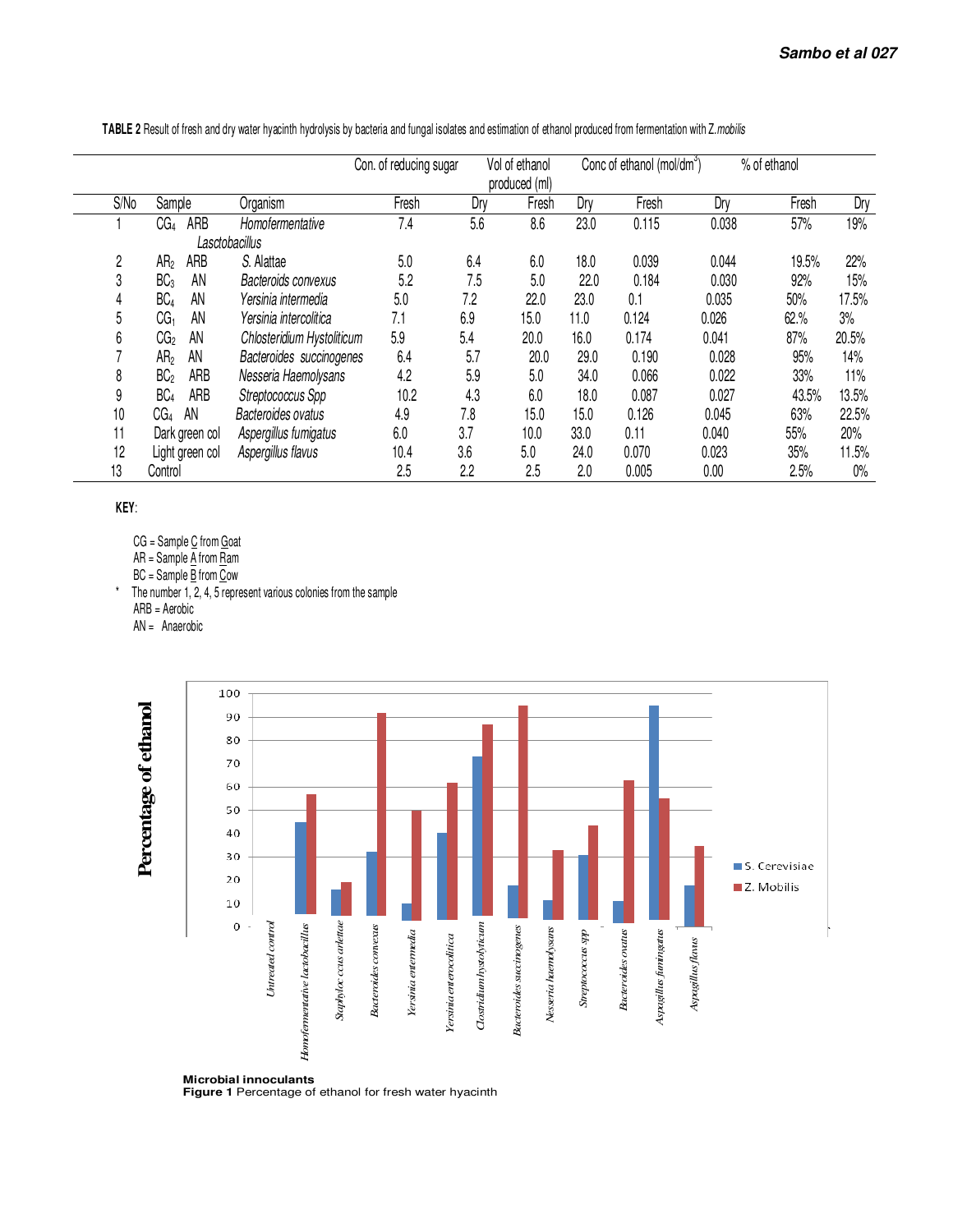**TABLE 2** Result of fresh and dry water hyacinth hydrolysis by bacteria and fungal isolates and estimation of ethanol produced from fermentation with *Z.mobilis*

| | | | Con. of reducing sugar | | Vol of ethanol produced (ml) | | Conc of ethanol (mol/dm$^3$) | | % of ethanol | |
|---|---|---|---|---|---|---|---|---|---|---|
| S/No | Sample | Organism | Fresh | Dry | Fresh | Dry | Fresh | Dry | Fresh | Dry |
| 1 | $CG_4$ ARB | *Homofermentative Lasctobacillus* | 7.4 | 5.6 | 8.6 | 23.0 | 0.115 | 0.038 | 57% | 19% |
| 2 | $AR_2$ ARB | *S. Alattae* | 5.0 | 6.4 | 6.0 | 18.0 | 0.039 | 0.044 | 19.5% | 22% |
| 3 | $BC_3$ AN | *Bacteroids convexus* | 5.2 | 7.5 | 5.0 | 22.0 | 0.184 | 0.030 | 92% | 15% |
| 4 | $BC_4$ AN | *Yersinia intermedia* | 5.0 | 7.2 | 22.0 | 23.0 | 0.1 | 0.035 | 50% | 17.5% |
| 5 | $CG_1$ AN | *Yersinia intercolitica* | 7.1 | 6.9 | 15.0 | 11.0 | 0.124 | 0.026 | 62.% | 3% |
| 6 | $CG_2$ AN | *Chlosteridium Hystoliticum* | 5.9 | 5.4 | 20.0 | 16.0 | 0.174 | 0.041 | 87% | 20.5% |
| 7 | $AR_2$ AN | *Bacteroides succinogenes* | 6.4 | 5.7 | 20.0 | 29.0 | 0.190 | 0.028 | 95% | 14% |
| 8 | $BC_2$ ARB | *Nesseria Haemolysans* | 4.2 | 5.9 | 5.0 | 34.0 | 0.066 | 0.022 | 33% | 11% |
| 9 | $BC_4$ ARB | *Streptococcus Spp* | 10.2 | 4.3 | 6.0 | 18.0 | 0.087 | 0.027 | 43.5% | 13.5% |
| 10 | $CG_4$ AN | *Bacteroides ovatus* | 4.9 | 7.8 | 15.0 | 15.0 | 0.126 | 0.045 | 63% | 22.5% |
| 11 | Dark green col | *Aspergillus fumigatus* | 6.0 | 3.7 | 10.0 | 33.0 | 0.11 | 0.040 | 55% | 20% |
| 12 | Light green col | *Aspergillus flavus* | 10.4 | 3.6 | 5.0 | 24.0 | 0.070 | 0.023 | 35% | 11.5% |
| 13 | Control | | 2.5 | 2.2 | 2.5 | 2.0 | 0.005 | 0.00 | 2.5% | 0% |

**KEY**:

CG = Sample C from Goat
AR = Sample A from Ram
BC = Sample B from Cow
* The number 1, 2, 4, 5 represent various colonies from the sample
ARB = Aerobic
AN = Anaerobic

Percentage of ethanol

100
90
80
70
60
50
40
30
20
10
0

Untreated control
Homofermentative lactobacillus
Staphyloc ccus arlettae
Bacteroides convexus
Yersinia entermedia
Yersinia enterocolitica
Clostridium hystolyticum
Bacteroides succinogenes
Nesseria haemolysans
Streptococcus spp
Bacteroides ovatus
Aspergillus fumingatus
Aspergillus flavus

S. Cerevisiae
Z. Mobilis

**Microbial innoculants**

**Figure 1** Percentage of ethanol for fresh water hyacinth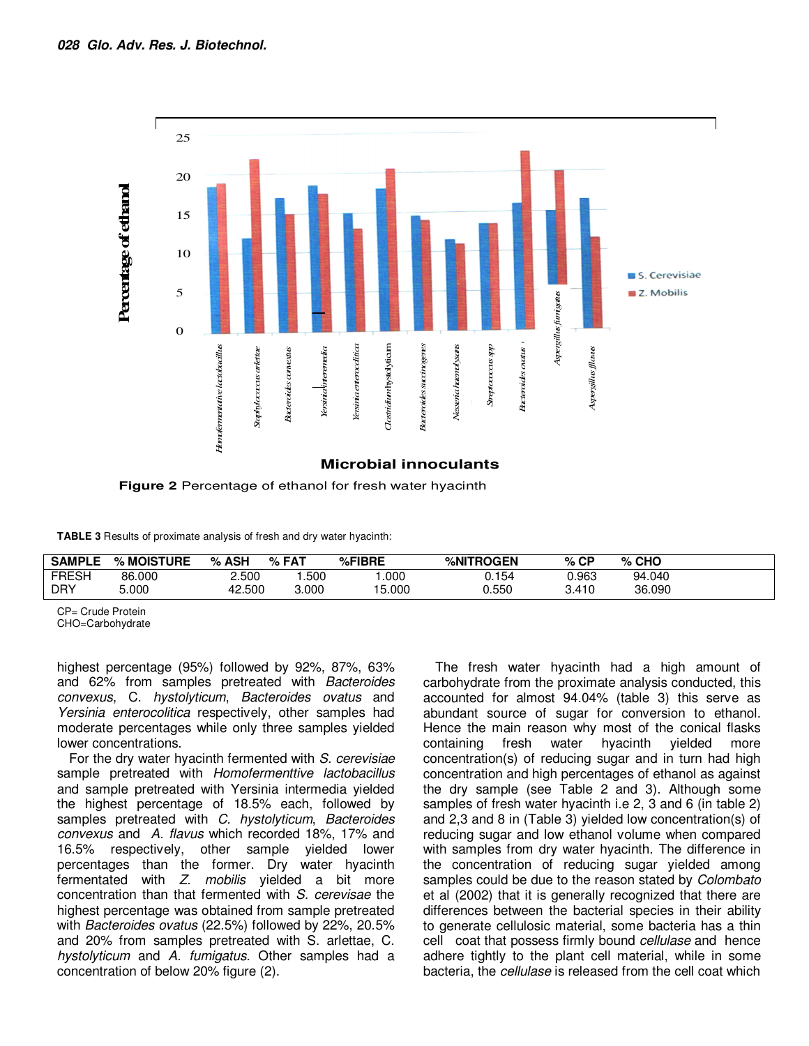25
20
15
10
5
0

Percentage of ethanol

S. Cerevisiae
Z. Mobilis

Homofermentative lactobacillus
Staphylococcus arlettae
Bacteroides convexus
Yersinia intermedia
Yersinia enterocolitica
Clostridium hystolyticum
Bacteroides succinogenes
Nesseria haemolysans
Streptococcus spp
Bacteroides ovatus
Aspergillus fumigatus
Aspergillus flavus

Microbial innoculants

**Figure 2** Percentage of ethanol for fresh water hyacinth

**TABLE 3** Results of proximate analysis of fresh and dry water hyacinth:

| SAMPLE | % MOISTURE | % ASH | % FAT | %FIBRE | %NITROGEN | % CP | % CHO |
|---|---|---|---|---|---|---|---|
| FRESH | 86.000 | 2.500 | 1.500 | 1.000 | 0.154 | 0.963 | 94.040 |
| DRY | 5.000 | 42.500 | 3.000 | 15.000 | 0.550 | 3.410 | 36.090 |

CP= Crude Protein
CHO=Carbohydrate

highest percentage (95%) followed by 92%, 87%, 63% and 62% from samples pretreated with *Bacteroides convexus*, C. *hystolyticum*, *Bacteroides ovatus* and *Yersinia enterocolitica* respectively, other samples had moderate percentages while only three samples yielded lower concentrations.

For the dry water hyacinth fermented with *S. cerevisiae* sample pretreated with *Homofermenttive lactobacillus* and sample pretreated with Yersinia intermedia yielded the highest percentage of 18.5% each, followed by samples pretreated with *C. hystolyticum*, *Bacteroides convexus* and *A. flavus* which recorded 18%, 17% and 16.5% respectively, other sample yielded lower percentages than the former. Dry water hyacinth fermented with *Z. mobilis* yielded a bit more concentration than that fermented with *S. cerevisae* the highest percentage was obtained from sample pretreated with *Bacteroides ovatus* (22.5%) followed by 22%, 20.5% and 20% from samples pretreated with S. arlettae, C. *hystolyticum* and *A. fumigatus*. Other samples had a concentration of below 20% figure (2).

The fresh water hyacinth had a high amount of carbohydrate from the proximate analysis conducted, this accounted for almost 94.04% (table 3) this serve as abundant source of sugar for conversion to ethanol. Hence the main reason why most of the conical flasks containing fresh water hyacinth yielded more concentration(s) of reducing sugar and in turn had high concentration and high percentages of ethanol as against the dry sample (see Table 2 and 3). Although some samples of fresh water hyacinth i.e 2, 3 and 6 (in table 2) and 2,3 and 8 in (Table 3) yielded low concentration(s) of reducing sugar and low ethanol volume when compared with samples from dry water hyacinth. The difference in the concentration of reducing sugar yielded among samples could be due to the reason stated by *Colombato* et al (2002) that it is generally recognized that there are differences between the bacterial species in their ability to generate cellulosic material, some bacteria has a thin cell coat that possess firmly bound *cellulase* and hence adhere tightly to the plant cell material, while in some bacteria, the *cellulase* is released from the cell coat which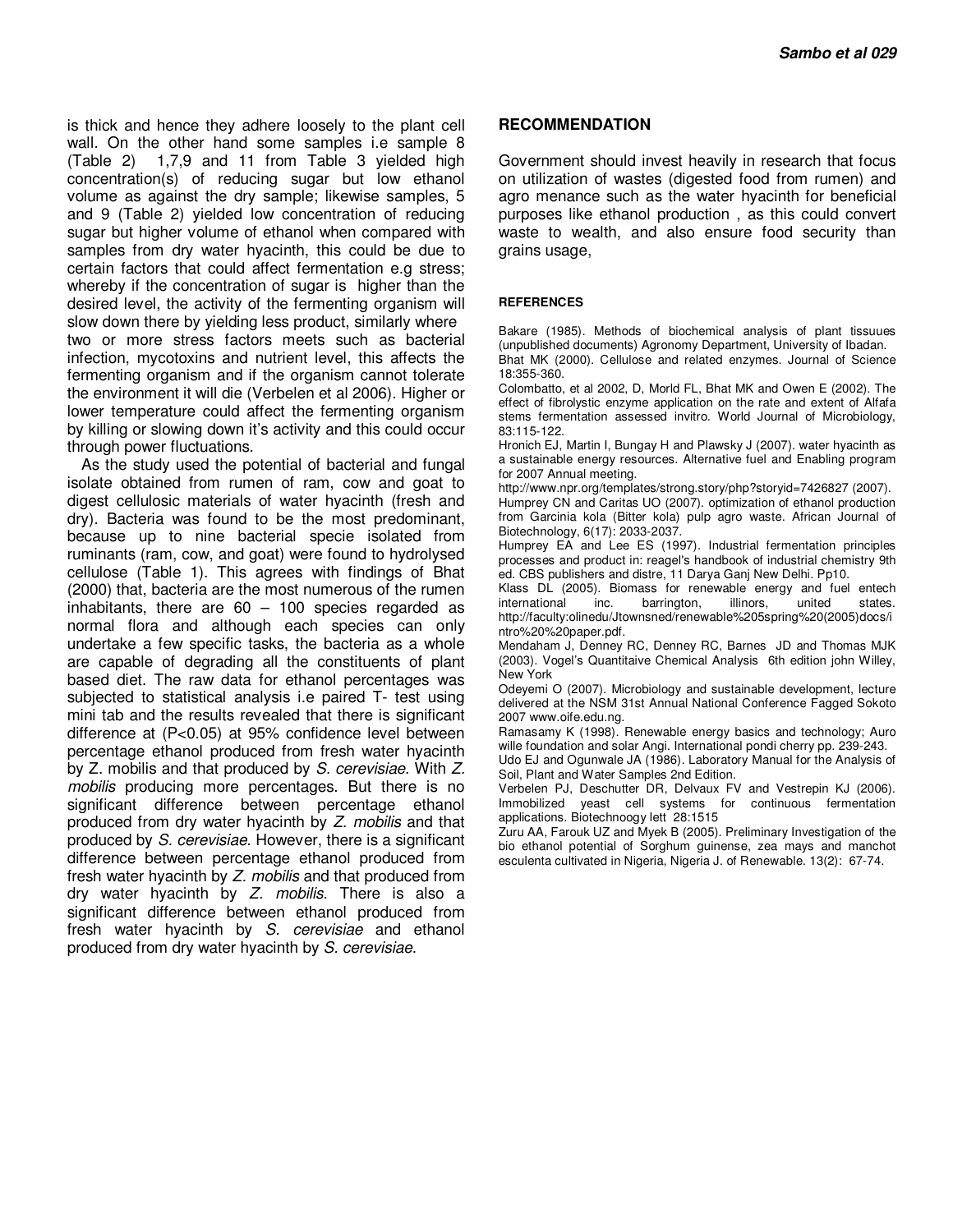is thick and hence they adhere loosely to the plant cell wall. On the other hand some samples i.e sample 8 (Table 2) 1,7,9 and 11 from Table 3 yielded high concentration(s) of reducing sugar but low ethanol volume as against the dry sample; likewise samples, 5 and 9 (Table 2) yielded low concentration of reducing sugar but higher volume of ethanol when compared with samples from dry water hyacinth, this could be due to certain factors that could affect fermentation e.g stress; whereby if the concentration of sugar is higher than the desired level, the activity of the fermenting organism will slow down there by yielding less product, similarly where two or more stress factors meets such as bacterial infection, mycotoxins and nutrient level, this affects the fermenting organism and if the organism cannot tolerate the environment it will die (Verbelen et al 2006). Higher or lower temperature could affect the fermenting organism by killing or slowing down it's activity and this could occur through power fluctuations.

As the study used the potential of bacterial and fungal isolate obtained from rumen of ram, cow and goat to digest cellulosic materials of water hyacinth (fresh and dry). Bacteria was found to be the most predominant, because up to nine bacterial specie isolated from ruminants (ram, cow, and goat) were found to hydrolysed cellulose (Table 1). This agrees with findings of Bhat (2000) that, bacteria are the most numerous of the rumen inhabitants, there are 60 – 100 species regarded as normal flora and although each species can only undertake a few specific tasks, the bacteria as a whole are capable of degrading all the constituents of plant based diet. The raw data for ethanol percentages was subjected to statistical analysis i.e paired T- test using mini tab and the results revealed that there is significant difference at ($P<0.05$) at 95% confidence level between percentage ethanol produced from fresh water hyacinth by Z. mobilis and that produced by *S. cerevisiae*. With *Z. mobilis* producing more percentages. But there is no significant difference between percentage ethanol produced from dry water hyacinth by *Z. mobilis* and that produced by *S. cerevisiae*. However, there is a significant difference between percentage ethanol produced from fresh water hyacinth by *Z. mobilis* and that produced from dry water hyacinth by *Z. mobilis*. There is also a significant difference between ethanol produced from fresh water hyacinth by *S. cerevisiae* and ethanol produced from dry water hyacinth by *S. cerevisiae*.

## RECOMMENDATION

Government should invest heavily in research that focus on utilization of wastes (digested food from rumen) and agro menance such as the water hyacinth for beneficial purposes like ethanol production , as this could convert waste to wealth, and also ensure food security than grains usage,

## REFERENCES

Bakare (1985). Methods of biochemical analysis of plant tissuues (unpublished documents) Agronomy Department, University of Ibadan.

Bhat MK (2000). Cellulose and related enzymes. Journal of Science 18:355-360.

Colombatto, et al 2002, D, Morld FL, Bhat MK and Owen E (2002). The effect of fibrolystic enzyme application on the rate and extent of Alfafa stems fermentation assessed invitro. World Journal of Microbiology, 83:115-122.

Hronich EJ, Martin I, Bungay H and Plawsky J (2007). water hyacinth as a sustainable energy resources. Alternative fuel and Enabling program for 2007 Annual meeting.

http://www.npr.org/templates/strong.story/php?storyid=7426827 (2007).

Humprey CN and Caritas UO (2007). optimization of ethanol production from Garcinia kola (Bitter kola) pulp agro waste. African Journal of Biotechnology, 6(17): 2033-2037.

Humprey EA and Lee ES (1997). Industrial fermentation principles processes and product in: reagel's handbook of industrial chemistry 9th ed. CBS publishers and distre, 11 Darya Ganj New Delhi. Pp10.

Klass DL (2005). Biomass for renewable energy and fuel entech international inc. barrington, illinors, united states. http://faculty:olinedu/Jtownsned/renewable%205spring%20(2005)docs/intro%20%20paper.pdf.

Mendaham J, Denney RC, Denney RC, Barnes JD and Thomas MJK (2003). Vogel's Quantitaive Chemical Analysis 6th edition john Willey, New York

Odeyemi O (2007). Microbiology and sustainable development, lecture delivered at the NSM 31st Annual National Conference Fagged Sokoto 2007 www.oife.edu.ng.

Ramasamy K (1998). Renewable energy basics and technology; Auro wille foundation and solar Angi. International pondi cherry pp. 239-243.

Udo EJ and Ogunwale JA (1986). Laboratory Manual for the Analysis of Soil, Plant and Water Samples 2nd Edition.

Verbelen PJ, Deschutter DR, Delvaux FV and Vestrepin KJ (2006). Immobilized yeast cell systems for continuous fermentation applications. Biotechnoogy lett 28:1515

Zuru AA, Farouk UZ and Myek B (2005). Preliminary Investigation of the bio ethanol potential of Sorghum guinense, zea mays and manchot esculenta cultivated in Nigeria, Nigeria J. of Renewable. 13(2): 67-74.